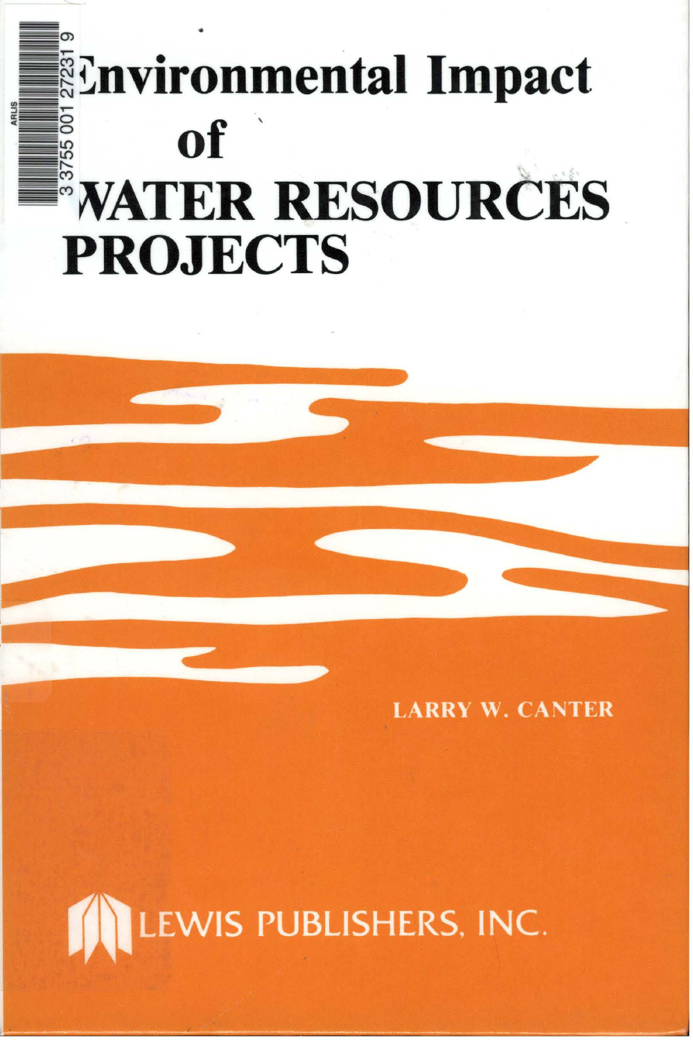# Environmental Impact of WATER RESOURCES PROJECTS

LARRY W. CANTER

LEWIS PUBLISHERS, INC.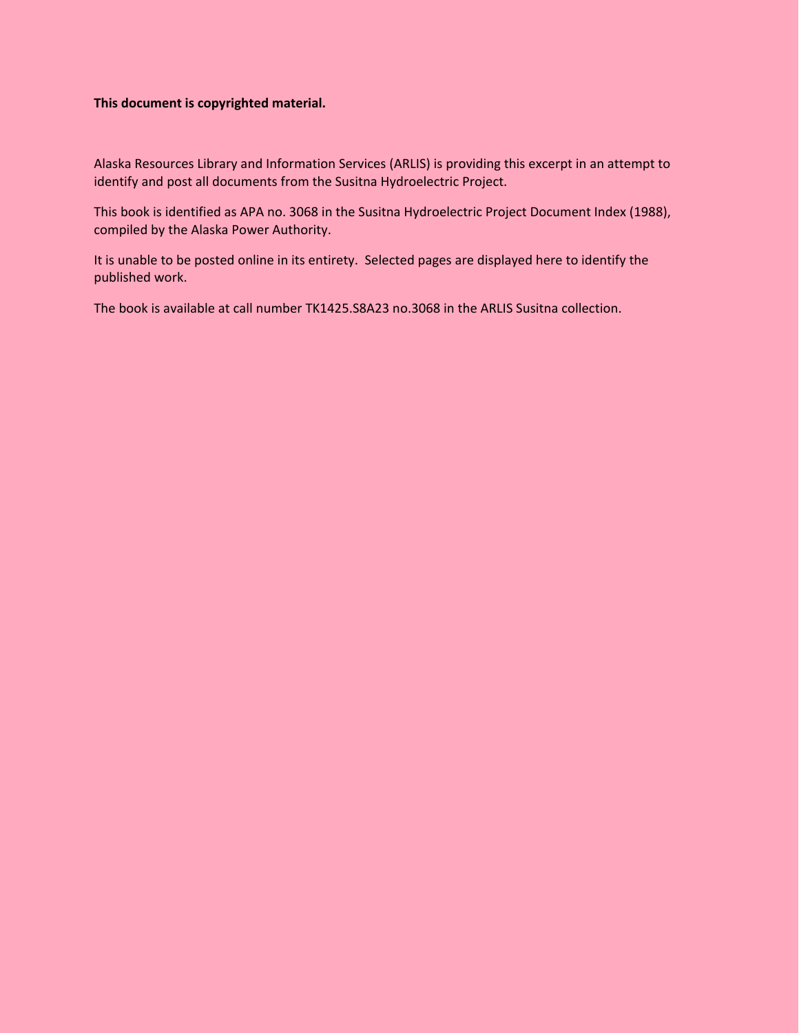**This document is copyrighted material.**

Alaska Resources Library and Information Services (ARLIS) is providing this excerpt in an attempt to identify and post all documents from the Susitna Hydroelectric Project.

This book is identified as APA no. 3068 in the Susitna Hydroelectric Project Document Index (1988), compiled by the Alaska Power Authority.

It is unable to be posted online in its entirety. Selected pages are displayed here to identify the published work.

The book is available at call number TK1425.S8A23 no.3068 in the ARLIS Susitna collection.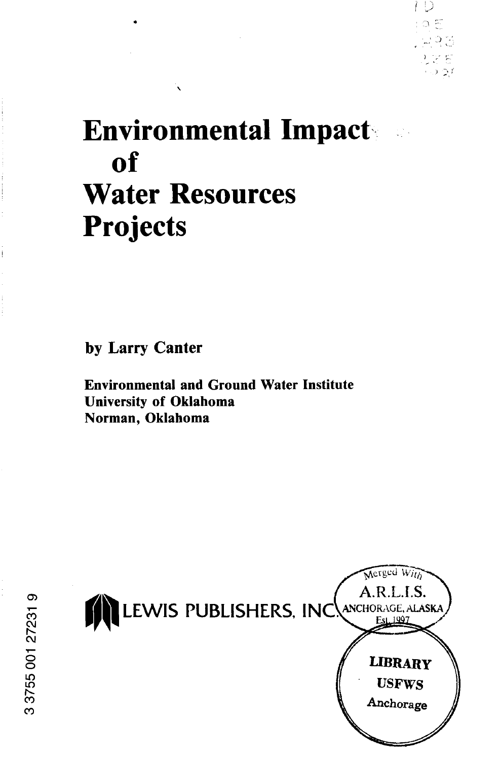# Environmental Impact of Water Resources Projects

**by Larry Canter**

**Environmental and Ground Water Institute**
**University of Oklahoma**
**Norman, Oklahoma**

LEWIS PUBLISHERS, INC.

Merged With A.R.L.I.S. ANCHORAGE, ALASKA Est. 1997

LIBRARY USFWS Anchorage

3 3755 001 27231 9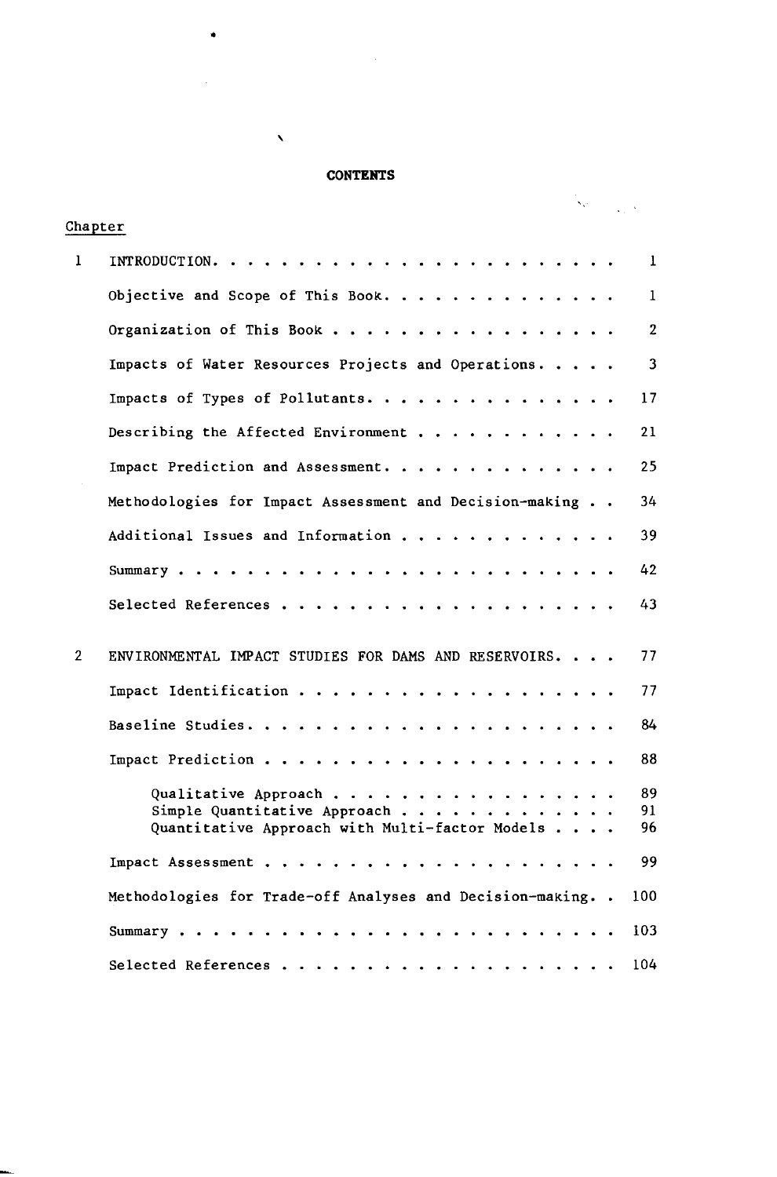# CONTENTS

| Chapter | | |
|---|---|---|
| 1 | INTRODUCTION | 1 |
| | Objective and Scope of This Book | 1 |
| | Organization of This Book | 2 |
| | Impacts of Water Resources Projects and Operations | 3 |
| | Impacts of Types of Pollutants | 17 |
| | Describing the Affected Environment | 21 |
| | Impact Prediction and Assessment | 25 |
| | Methodologies for Impact Assessment and Decision-making | 34 |
| | Additional Issues and Information | 39 |
| | Summary | 42 |
| | Selected References | 43 |
| 2 | ENVIRONMENTAL IMPACT STUDIES FOR DAMS AND RESERVOIRS | 77 |
| | Impact Identification | 77 |
| | Baseline Studies | 84 |
| | Impact Prediction | 88 |
| | Qualitative Approach | 89 |
| | Simple Quantitative Approach | 91 |
| | Quantitative Approach with Multi-factor Models | 96 |
| | Impact Assessment | 99 |
| | Methodologies for Trade-off Analyses and Decision-making | 100 |
| | Summary | 103 |
| | Selected References | 104 |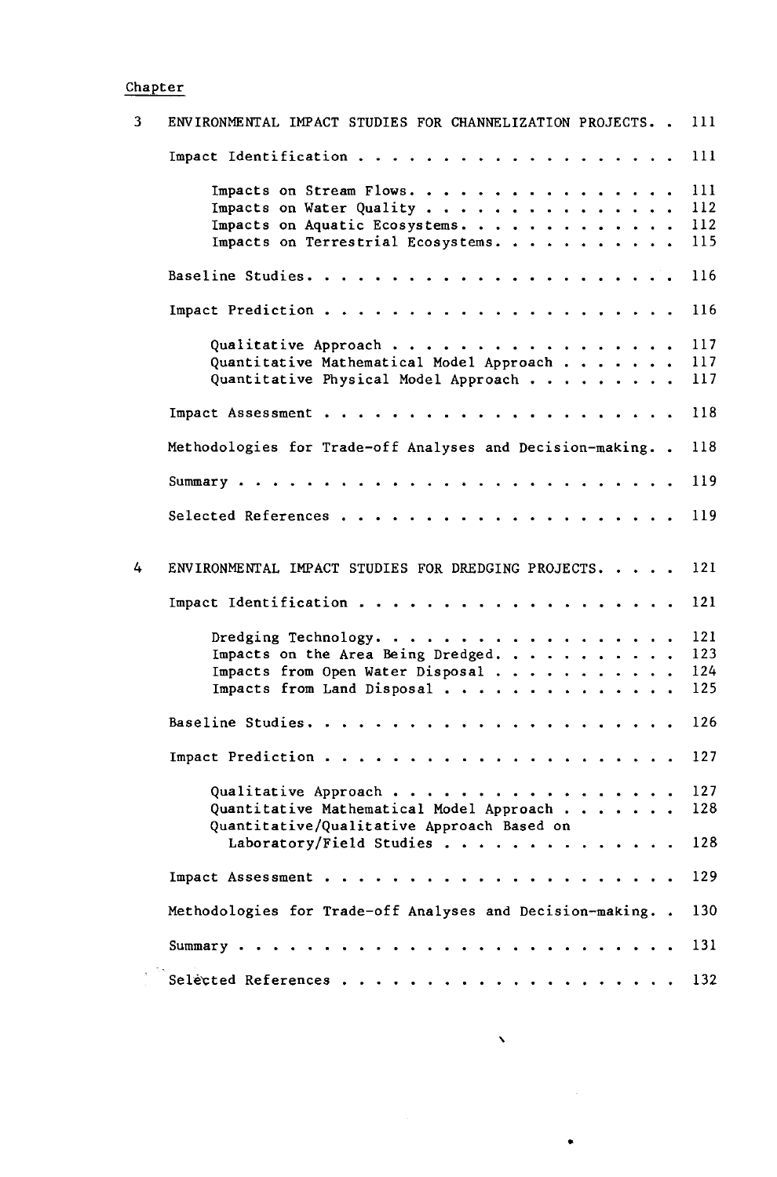Chapter

| | | |
|---|---|---|
| 3 | ENVIRONMENTAL IMPACT STUDIES FOR CHANNELIZATION PROJECTS | 111 |
| | Impact Identification | 111 |
| | Impacts on Stream Flows | 111 |
| | Impacts on Water Quality | 112 |
| | Impacts on Aquatic Ecosystems | 112 |
| | Impacts on Terrestrial Ecosystems | 115 |
| | Baseline Studies | 116 |
| | Impact Prediction | 116 |
| | Qualitative Approach | 117 |
| | Quantitative Mathematical Model Approach | 117 |
| | Quantitative Physical Model Approach | 117 |
| | Impact Assessment | 118 |
| | Methodologies for Trade-off Analyses and Decision-making | 118 |
| | Summary | 119 |
| | Selected References | 119 |
| 4 | ENVIRONMENTAL IMPACT STUDIES FOR DREDGING PROJECTS | 121 |
| | Impact Identification | 121 |
| | Dredging Technology | 121 |
| | Impacts on the Area Being Dredged | 123 |
| | Impacts from Open Water Disposal | 124 |
| | Impacts from Land Disposal | 125 |
| | Baseline Studies | 126 |
| | Impact Prediction | 127 |
| | Qualitative Approach | 127 |
| | Quantitative Mathematical Model Approach | 128 |
| | Quantitative/Qualitative Approach Based on Laboratory/Field Studies | 128 |
| | Impact Assessment | 129 |
| | Methodologies for Trade-off Analyses and Decision-making | 130 |
| | Summary | 131 |
| | Selected References | 132 |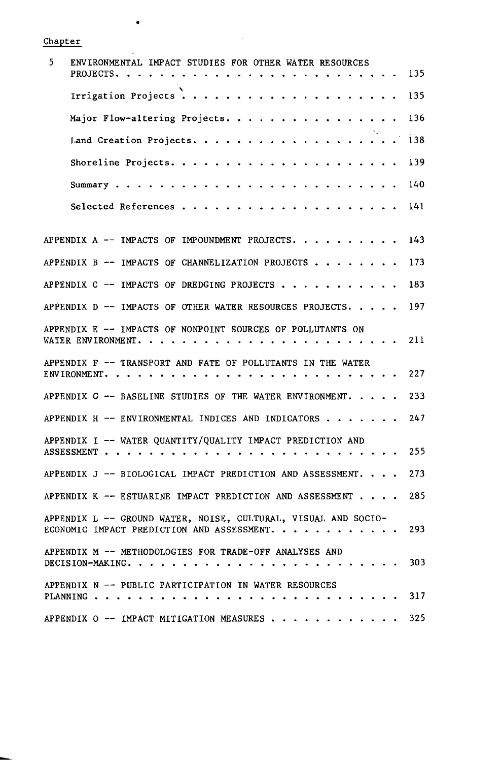Chapter

| | | |
|---|---|---|
| 5 | ENVIRONMENTAL IMPACT STUDIES FOR OTHER WATER RESOURCES PROJECTS | 135 |
| | Irrigation Projects | 135 |
| | Major Flow-altering Projects | 136 |
| | Land Creation Projects | 138 |
| | Shoreline Projects | 139 |
| | Summary | 140 |
| | Selected References | 141 |

| | |
|---|---|
| APPENDIX A -- IMPACTS OF IMPOUNDMENT PROJECTS | 143 |
| APPENDIX B -- IMPACTS OF CHANNELIZATION PROJECTS | 173 |
| APPENDIX C -- IMPACTS OF DREDGING PROJECTS | 183 |
| APPENDIX D -- IMPACTS OF OTHER WATER RESOURCES PROJECTS | 197 |
| APPENDIX E -- IMPACTS OF NONPOINT SOURCES OF POLLUTANTS ON WATER ENVIRONMENT | 211 |
| APPENDIX F -- TRANSPORT AND FATE OF POLLUTANTS IN THE WATER ENVIRONMENT | 227 |
| APPENDIX G -- BASELINE STUDIES OF THE WATER ENVIRONMENT | 233 |
| APPENDIX H -- ENVIRONMENTAL INDICES AND INDICATORS | 247 |
| APPENDIX I -- WATER QUANTITY/QUALITY IMPACT PREDICTION AND ASSESSMENT | 255 |
| APPENDIX J -- BIOLOGICAL IMPACT PREDICTION AND ASSESSMENT | 273 |
| APPENDIX K -- ESTUARINE IMPACT PREDICTION AND ASSESSMENT | 285 |
| APPENDIX L -- GROUND WATER, NOISE, CULTURAL, VISUAL AND SOCIO-ECONOMIC IMPACT PREDICTION AND ASSESSMENT | 293 |
| APPENDIX M -- METHODOLOGIES FOR TRADE-OFF ANALYSES AND DECISION-MAKING | 303 |
| APPENDIX N -- PUBLIC PARTICIPATION IN WATER RESOURCES PLANNING | 317 |
| APPENDIX O -- IMPACT MITIGATION MEASURES | 325 |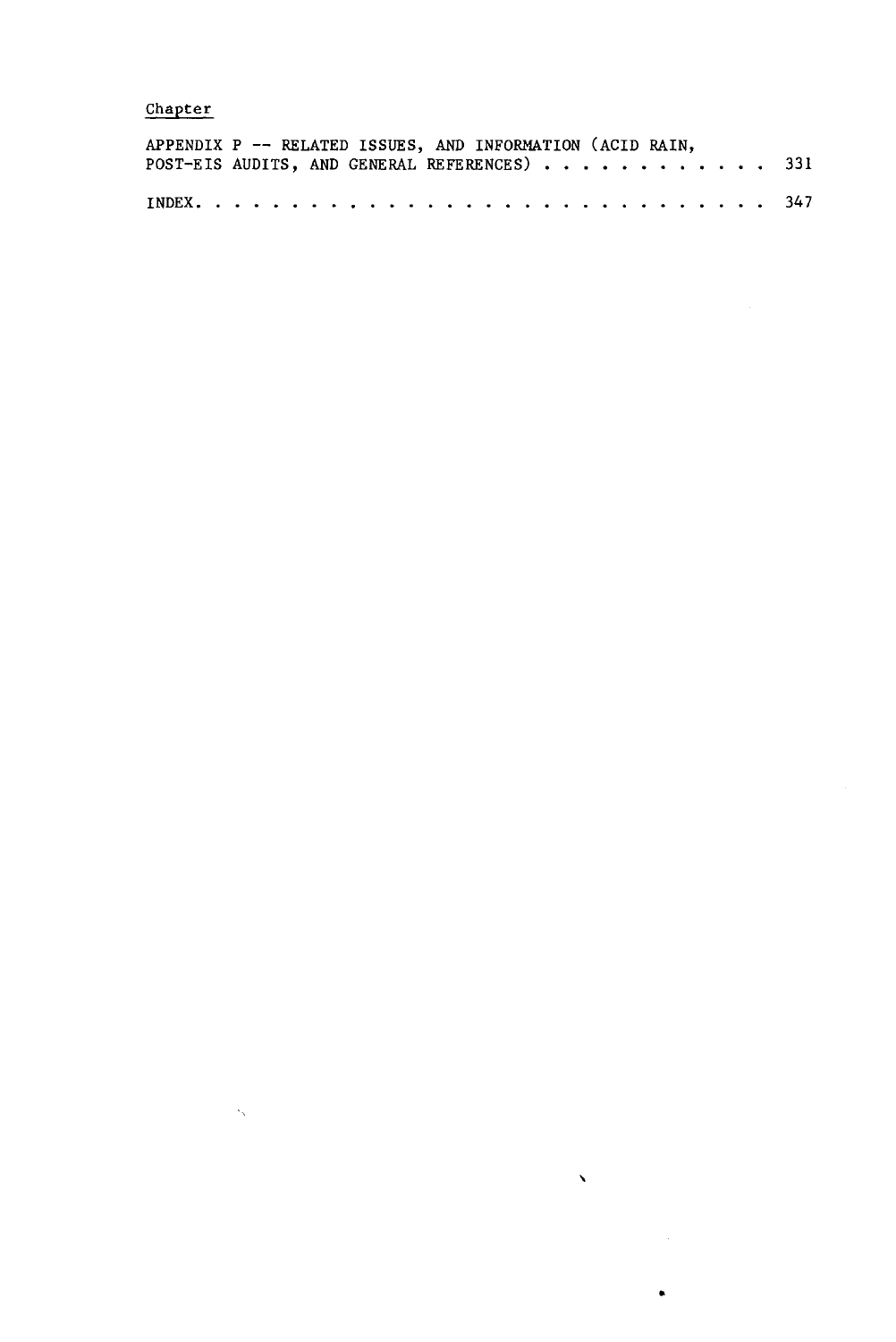Chapter

| | |
|---|---|
| APPENDIX P -- RELATED ISSUES, AND INFORMATION (ACID RAIN, POST-EIS AUDITS, AND GENERAL REFERENCES) | 331 |
| INDEX | 347 |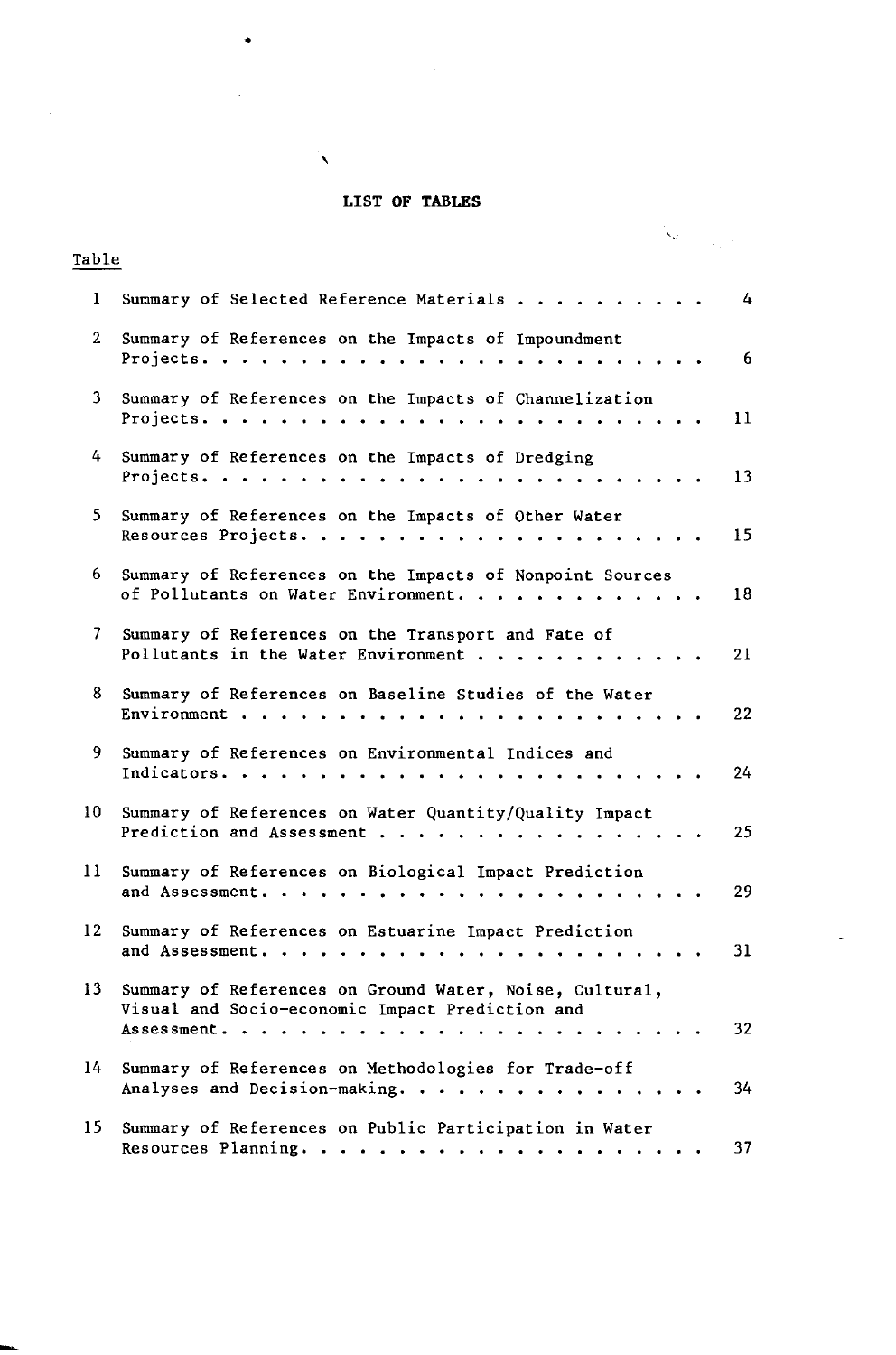# LIST OF TABLES

| Table | | |
|---|---|---|
| 1 | Summary of Selected Reference Materials | 4 |
| 2 | Summary of References on the Impacts of Impoundment Projects | 6 |
| 3 | Summary of References on the Impacts of Channelization Projects | 11 |
| 4 | Summary of References on the Impacts of Dredging Projects | 13 |
| 5 | Summary of References on the Impacts of Other Water Resources Projects | 15 |
| 6 | Summary of References on the Impacts of Nonpoint Sources of Pollutants on Water Environment | 18 |
| 7 | Summary of References on the Transport and Fate of Pollutants in the Water Environment | 21 |
| 8 | Summary of References on Baseline Studies of the Water Environment | 22 |
| 9 | Summary of References on Environmental Indices and Indicators | 24 |
| 10 | Summary of References on Water Quantity/Quality Impact Prediction and Assessment | 25 |
| 11 | Summary of References on Biological Impact Prediction and Assessment | 29 |
| 12 | Summary of References on Estuarine Impact Prediction and Assessment | 31 |
| 13 | Summary of References on Ground Water, Noise, Cultural, Visual and Socio-economic Impact Prediction and Assessment | 32 |
| 14 | Summary of References on Methodologies for Trade-off Analyses and Decision-making | 34 |
| 15 | Summary of References on Public Participation in Water Resources Planning | 37 |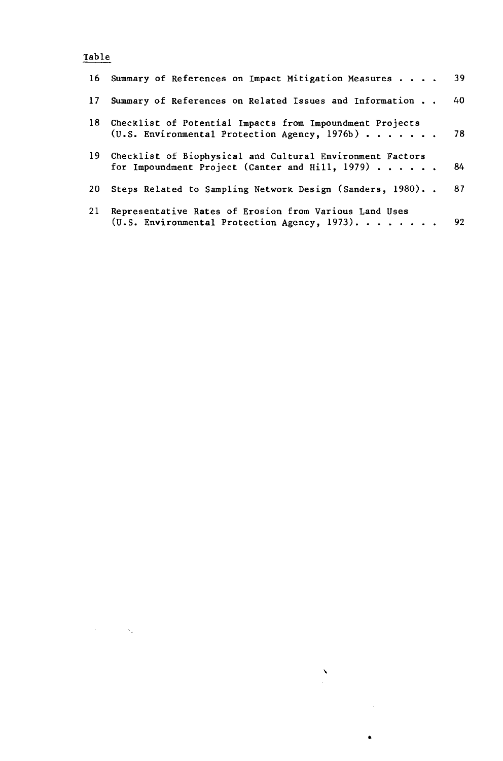Table

| | | |
|---|---|---|
| 16 | Summary of References on Impact Mitigation Measures | 39 |
| 17 | Summary of References on Related Issues and Information | 40 |
| 18 | Checklist of Potential Impacts from Impoundment Projects (U.S. Environmental Protection Agency, 1976b) | 78 |
| 19 | Checklist of Biophysical and Cultural Environment Factors for Impoundment Project (Canter and Hill, 1979) | 84 |
| 20 | Steps Related to Sampling Network Design (Sanders, 1980) | 87 |
| 21 | Representative Rates of Erosion from Various Land Uses (U.S. Environmental Protection Agency, 1973) | 92 |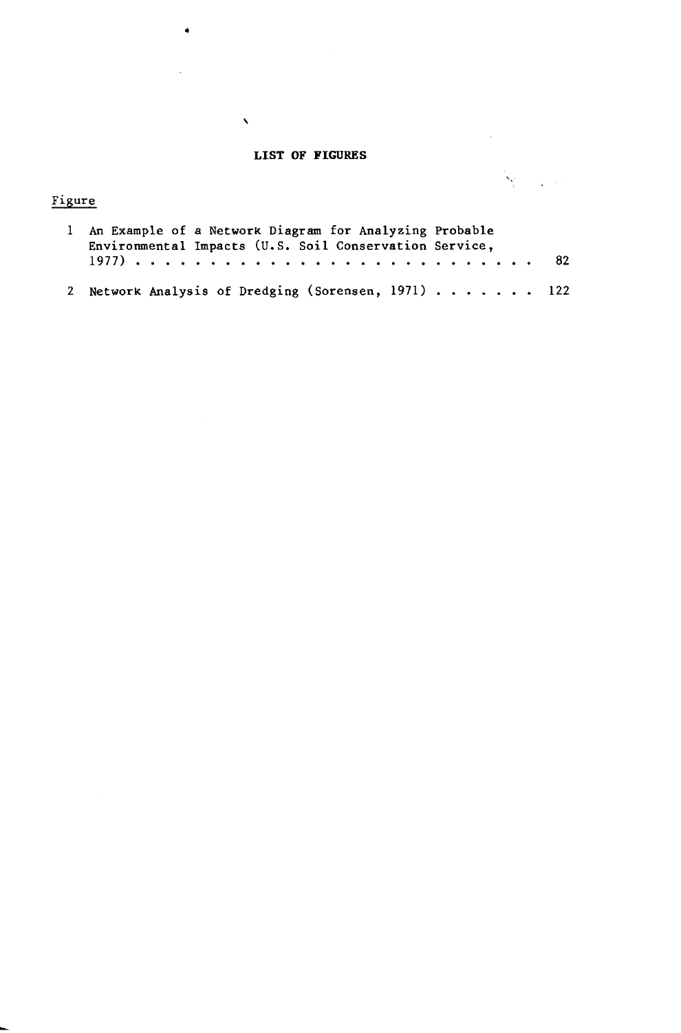## LIST OF FIGURES

Figure

1 An Example of a Network Diagram for Analyzing Probable Environmental Impacts (U.S. Soil Conservation Service, 1977) . . . . . . . . . . . . . . . . . . . . . . . . . 82

2 Network Analysis of Dredging (Sorensen, 1971) . . . . . . . 122